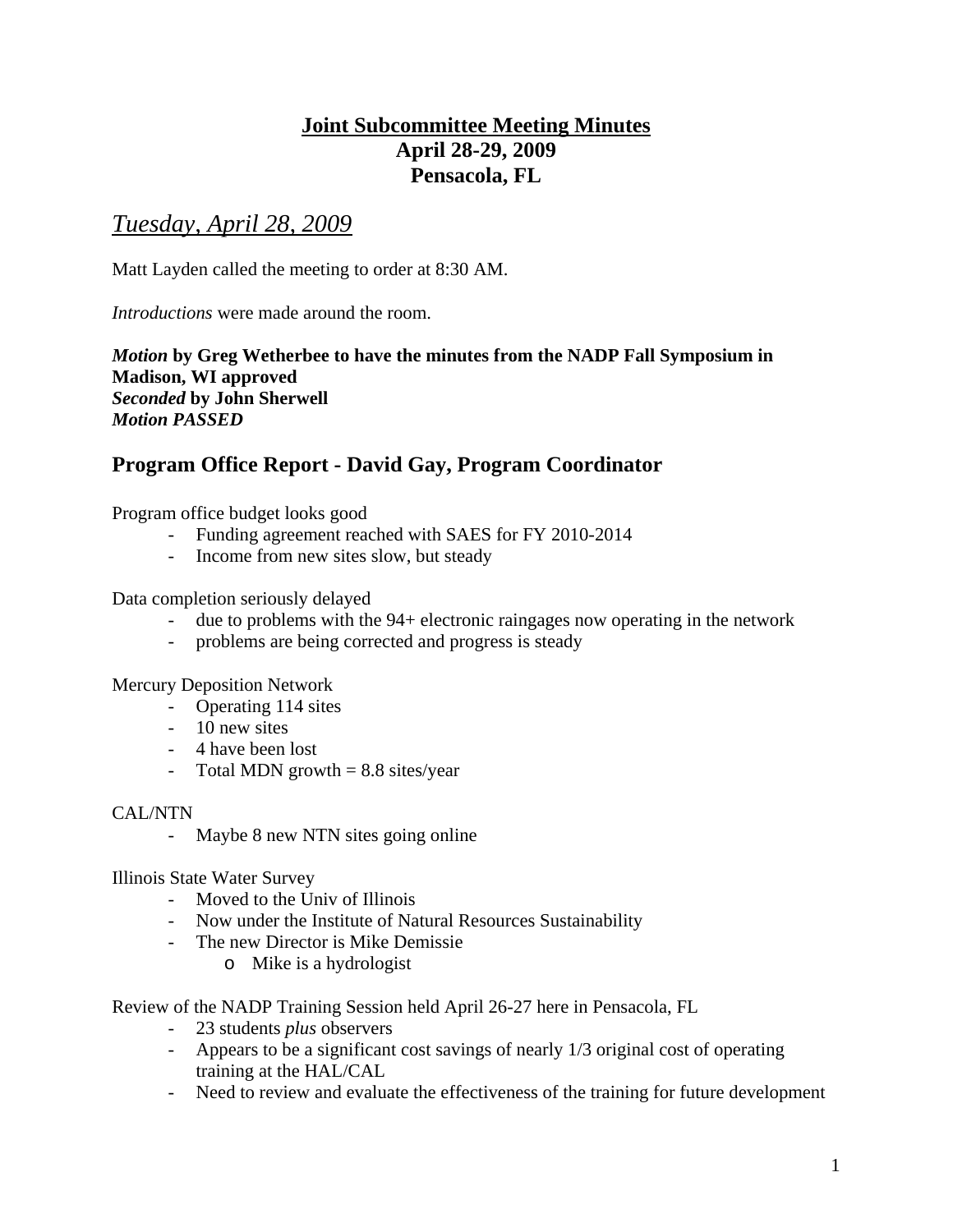# Joint Subcommittee Meeting Minutes
## April 28-29, 2009
## Pensacola, FL

## *Tuesday, April 28, 2009*

Matt Layden called the meeting to order at 8:30 AM.

*Introductions* were made around the room.

***Motion*** **by Greg Wetherbee to have the minutes from the NADP Fall Symposium in Madison, WI approved**
***Seconded*** **by John Sherwell**
***Motion PASSED***

## Program Office Report - David Gay, Program Coordinator

Program office budget looks good

- Funding agreement reached with SAES for FY 2010-2014
- Income from new sites slow, but steady

Data completion seriously delayed

- due to problems with the 94+ electronic raingages now operating in the network
- problems are being corrected and progress is steady

Mercury Deposition Network

- Operating 114 sites
- 10 new sites
- 4 have been lost
- Total MDN growth = 8.8 sites/year

CAL/NTN

- Maybe 8 new NTN sites going online

Illinois State Water Survey

- Moved to the Univ of Illinois
- Now under the Institute of Natural Resources Sustainability
- The new Director is Mike Demissie
  - Mike is a hydrologist

Review of the NADP Training Session held April 26-27 here in Pensacola, FL

- 23 students *plus* observers
- Appears to be a significant cost savings of nearly 1/3 original cost of operating training at the HAL/CAL
- Need to review and evaluate the effectiveness of the training for future development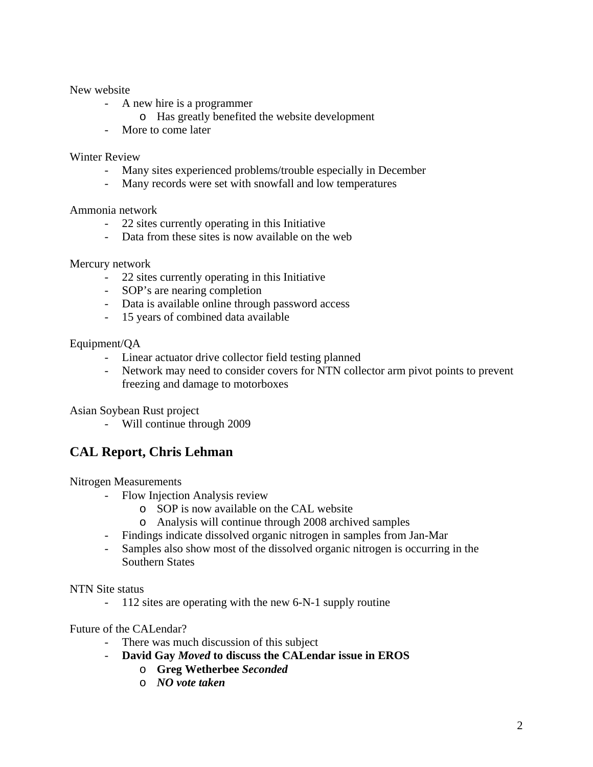New website

- A new hire is a programmer
    - Has greatly benefited the website development
- More to come later

Winter Review

- Many sites experienced problems/trouble especially in December
- Many records were set with snowfall and low temperatures

Ammonia network

- 22 sites currently operating in this Initiative
- Data from these sites is now available on the web

Mercury network

- 22 sites currently operating in this Initiative
- SOP's are nearing completion
- Data is available online through password access
- 15 years of combined data available

Equipment/QA

- Linear actuator drive collector field testing planned
- Network may need to consider covers for NTN collector arm pivot points to prevent freezing and damage to motorboxes

Asian Soybean Rust project

- Will continue through 2009

## CAL Report, Chris Lehman

Nitrogen Measurements

- Flow Injection Analysis review
    - SOP is now available on the CAL website
    - Analysis will continue through 2008 archived samples
- Findings indicate dissolved organic nitrogen in samples from Jan-Mar
- Samples also show most of the dissolved organic nitrogen is occurring in the Southern States

NTN Site status

- 112 sites are operating with the new 6-N-1 supply routine

Future of the CALendar?

- There was much discussion of this subject
- **David Gay *Moved* to discuss the CALendar issue in EROS**
    - **Greg Wetherbee *Seconded***
    - ***NO vote taken***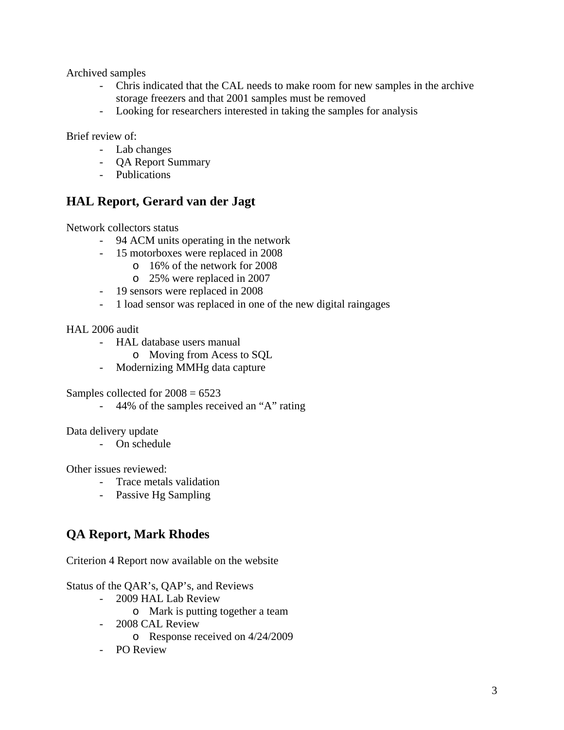Archived samples

- Chris indicated that the CAL needs to make room for new samples in the archive storage freezers and that 2001 samples must be removed
- Looking for researchers interested in taking the samples for analysis

Brief review of:

- Lab changes
- QA Report Summary
- Publications

## HAL Report, Gerard van der Jagt

Network collectors status

- 94 ACM units operating in the network
- 15 motorboxes were replaced in 2008
    - 16% of the network for 2008
    - 25% were replaced in 2007
- 19 sensors were replaced in 2008
- 1 load sensor was replaced in one of the new digital raingages

HAL 2006 audit

- HAL database users manual
    - Moving from Acess to SQL
- Modernizing MMHg data capture

Samples collected for 2008 = 6523

- 44% of the samples received an "A" rating

Data delivery update

- On schedule

Other issues reviewed:

- Trace metals validation
- Passive Hg Sampling

## QA Report, Mark Rhodes

Criterion 4 Report now available on the website

Status of the QAR's, QAP's, and Reviews

- 2009 HAL Lab Review
    - Mark is putting together a team
- 2008 CAL Review
    - Response received on 4/24/2009
- PO Review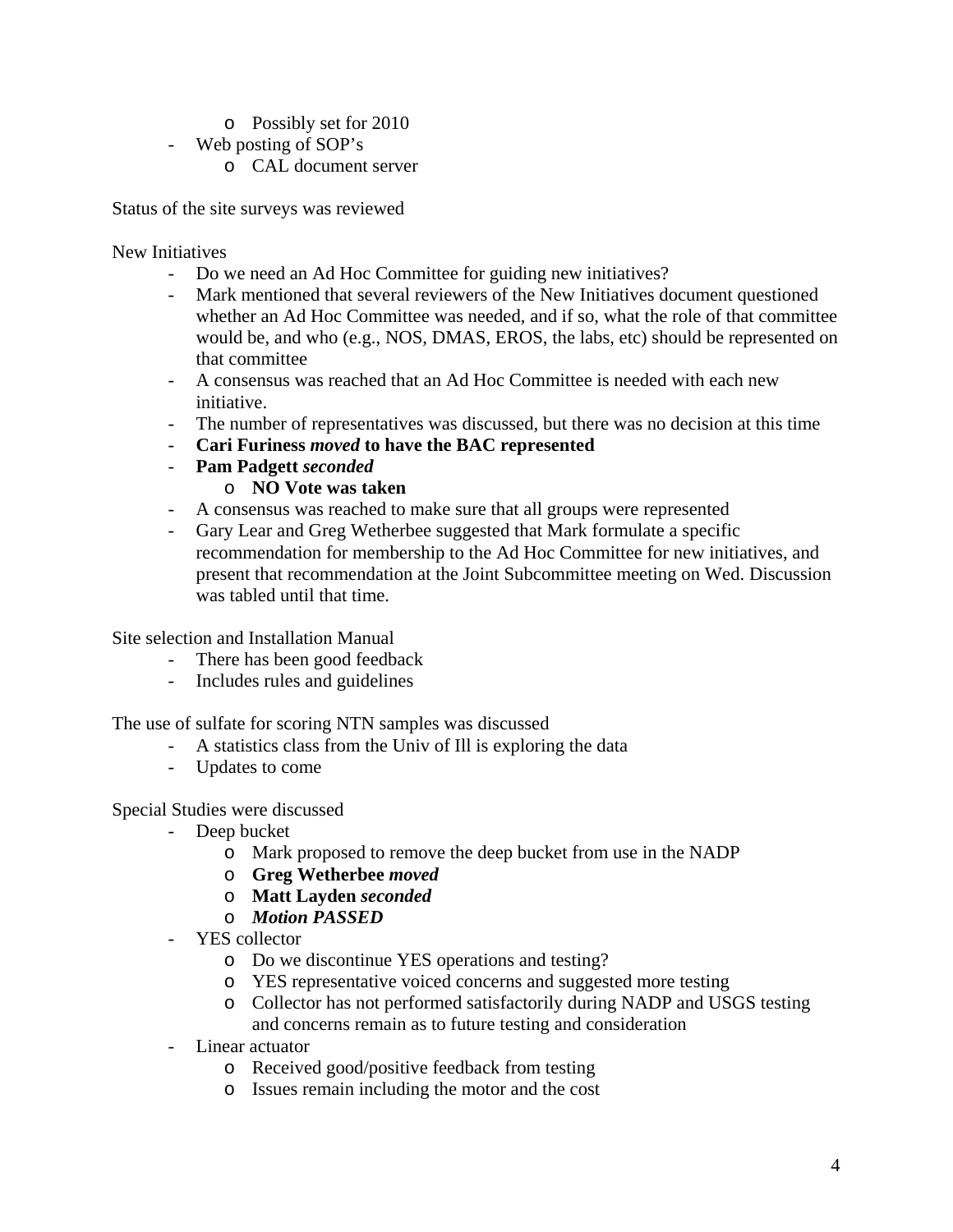- Possibly set for 2010
- Web posting of SOP's
  - CAL document server

Status of the site surveys was reviewed

New Initiatives

- Do we need an Ad Hoc Committee for guiding new initiatives?
- Mark mentioned that several reviewers of the New Initiatives document questioned whether an Ad Hoc Committee was needed, and if so, what the role of that committee would be, and who (e.g., NOS, DMAS, EROS, the labs, etc) should be represented on that committee
- A consensus was reached that an Ad Hoc Committee is needed with each new initiative.
- The number of representatives was discussed, but there was no decision at this time
- **Cari Furiness *moved* to have the BAC represented**
- **Pam Padgett *seconded***
  - **NO Vote was taken**
- A consensus was reached to make sure that all groups were represented
- Gary Lear and Greg Wetherbee suggested that Mark formulate a specific recommendation for membership to the Ad Hoc Committee for new initiatives, and present that recommendation at the Joint Subcommittee meeting on Wed. Discussion was tabled until that time.

Site selection and Installation Manual

- There has been good feedback
- Includes rules and guidelines

The use of sulfate for scoring NTN samples was discussed

- A statistics class from the Univ of Ill is exploring the data
- Updates to come

Special Studies were discussed

- Deep bucket
  - Mark proposed to remove the deep bucket from use in the NADP
  - **Greg Wetherbee *moved***
  - **Matt Layden *seconded***
  - ***Motion PASSED***
- YES collector
  - Do we discontinue YES operations and testing?
  - YES representative voiced concerns and suggested more testing
  - Collector has not performed satisfactorily during NADP and USGS testing and concerns remain as to future testing and consideration
- Linear actuator
  - Received good/positive feedback from testing
  - Issues remain including the motor and the cost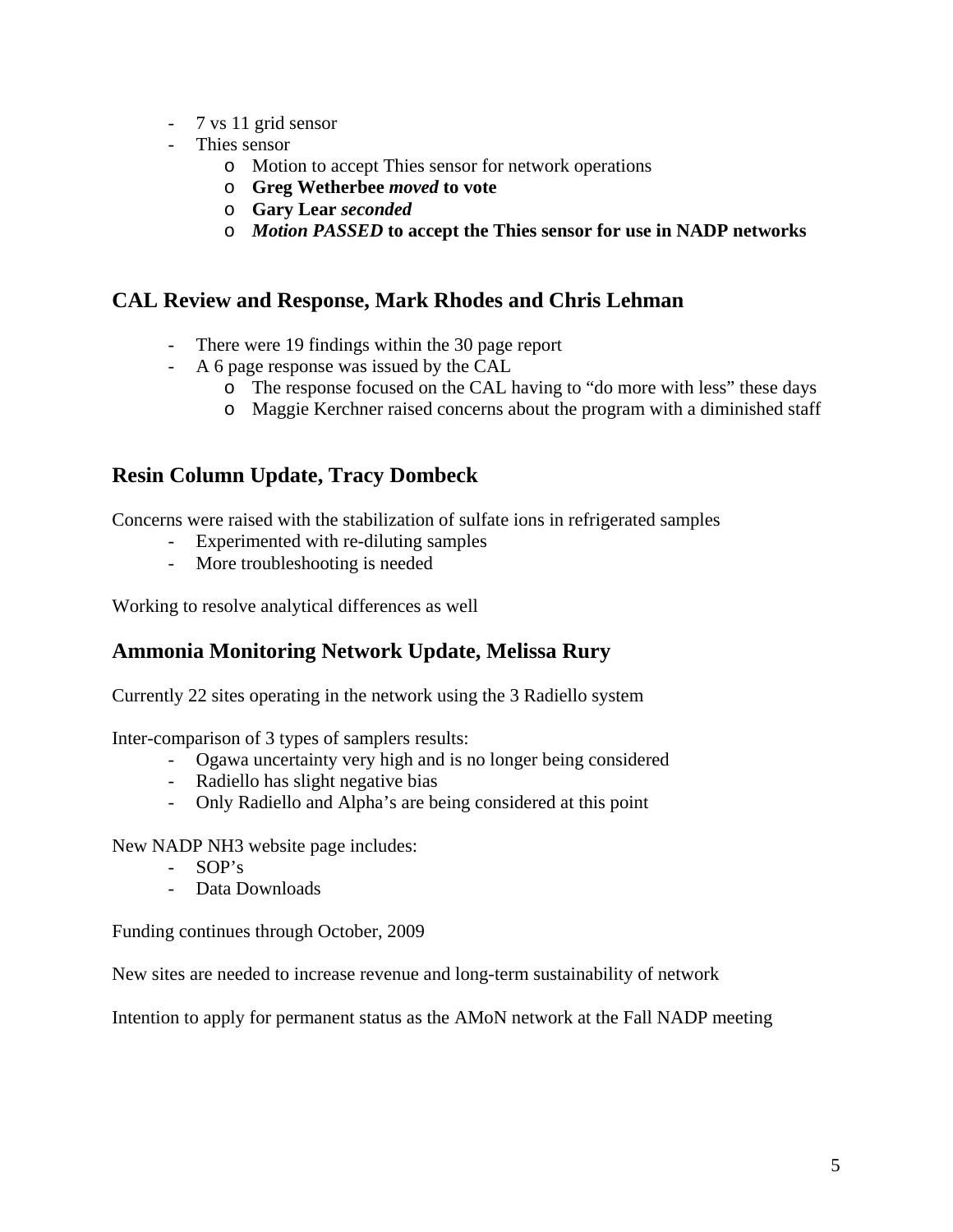- 7 vs 11 grid sensor
- Thies sensor
    - Motion to accept Thies sensor for network operations
    - **Greg Wetherbee *moved* to vote**
    - **Gary Lear *seconded***
    - ***Motion PASSED* to accept the Thies sensor for use in NADP networks**

## CAL Review and Response, Mark Rhodes and Chris Lehman

- There were 19 findings within the 30 page report
- A 6 page response was issued by the CAL
    - The response focused on the CAL having to "do more with less" these days
    - Maggie Kerchner raised concerns about the program with a diminished staff

## Resin Column Update, Tracy Dombeck

Concerns were raised with the stabilization of sulfate ions in refrigerated samples

- Experimented with re-diluting samples
- More troubleshooting is needed

Working to resolve analytical differences as well

## Ammonia Monitoring Network Update, Melissa Rury

Currently 22 sites operating in the network using the 3 Radiello system

Inter-comparison of 3 types of samplers results:

- Ogawa uncertainty very high and is no longer being considered
- Radiello has slight negative bias
- Only Radiello and Alpha's are being considered at this point

New NADP NH3 website page includes:

- SOP's
- Data Downloads

Funding continues through October, 2009

New sites are needed to increase revenue and long-term sustainability of network

Intention to apply for permanent status as the AMoN network at the Fall NADP meeting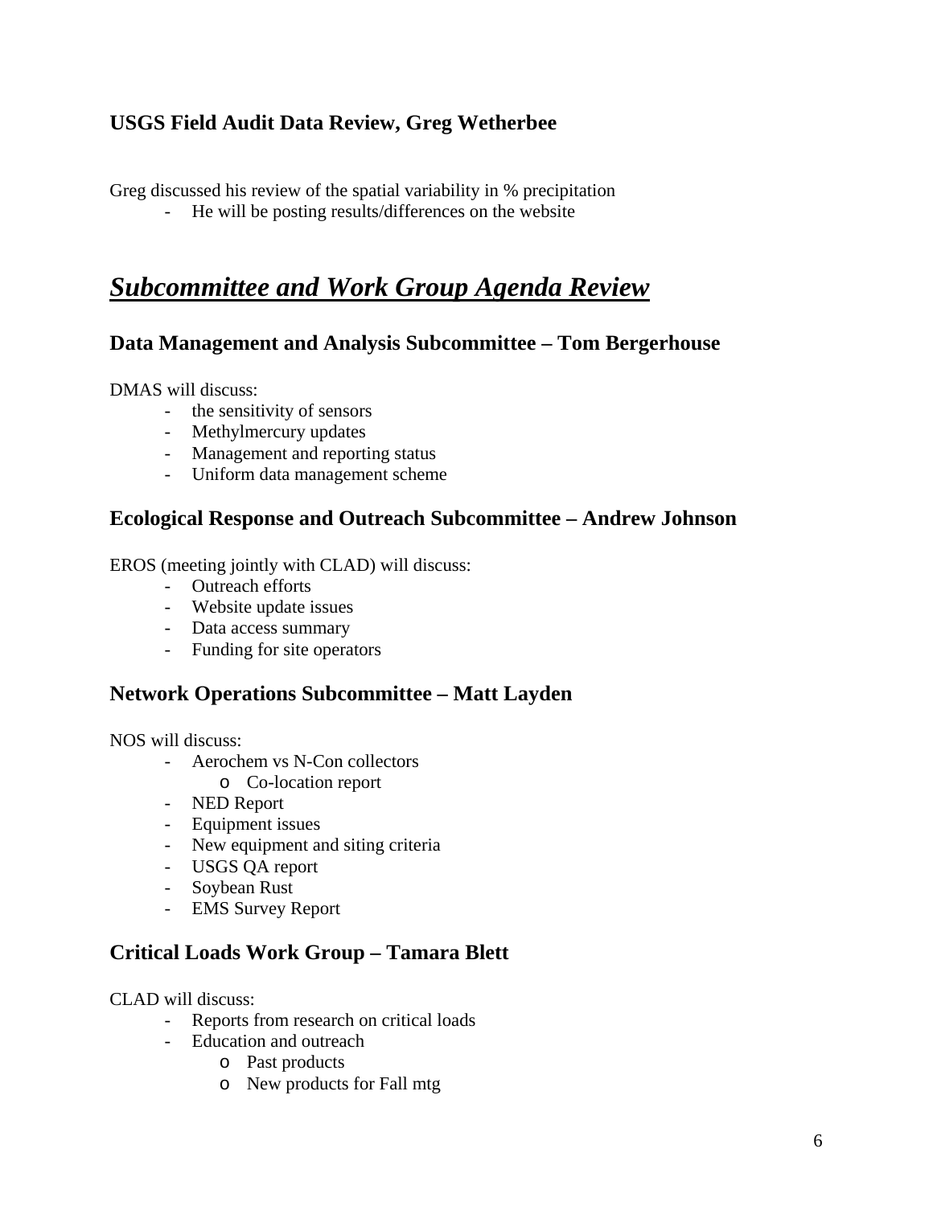### USGS Field Audit Data Review, Greg Wetherbee

Greg discussed his review of the spatial variability in % precipitation

- He will be posting results/differences on the website

## *Subcommittee and Work Group Agenda Review*

### Data Management and Analysis Subcommittee – Tom Bergerhouse

DMAS will discuss:

- the sensitivity of sensors
- Methylmercury updates
- Management and reporting status
- Uniform data management scheme

### Ecological Response and Outreach Subcommittee – Andrew Johnson

EROS (meeting jointly with CLAD) will discuss:

- Outreach efforts
- Website update issues
- Data access summary
- Funding for site operators

### Network Operations Subcommittee – Matt Layden

NOS will discuss:

- Aerochem vs N-Con collectors
  - Co-location report
- NED Report
- Equipment issues
- New equipment and siting criteria
- USGS QA report
- Soybean Rust
- EMS Survey Report

### Critical Loads Work Group – Tamara Blett

CLAD will discuss:

- Reports from research on critical loads
- Education and outreach
  - Past products
  - New products for Fall mtg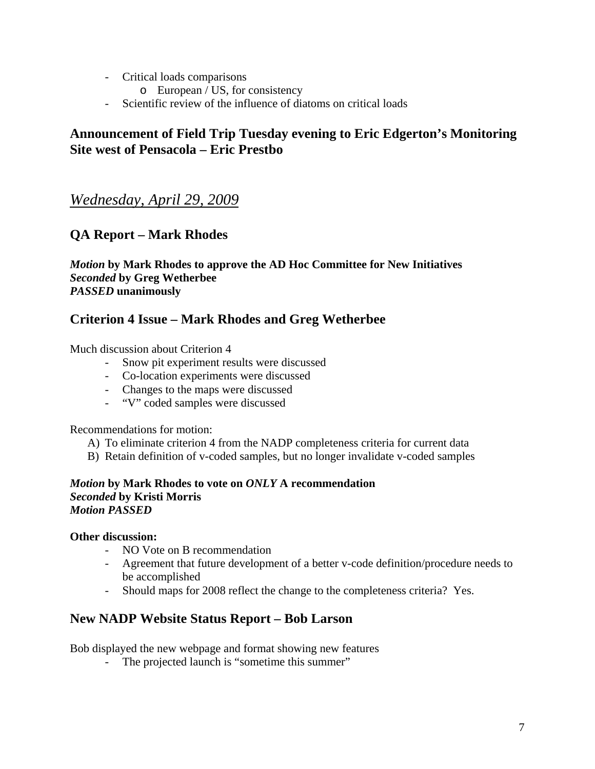- Critical loads comparisons
    - European / US, for consistency
- Scientific review of the influence of diatoms on critical loads

## Announcement of Field Trip Tuesday evening to Eric Edgerton's Monitoring Site west of Pensacola – Eric Prestbo

# *Wednesday, April 29, 2009*

## QA Report – Mark Rhodes

***Motion* by Mark Rhodes to approve the AD Hoc Committee for New Initiatives**
***Seconded* by Greg Wetherbee**
***PASSED* unanimously**

## Criterion 4 Issue – Mark Rhodes and Greg Wetherbee

Much discussion about Criterion 4

- Snow pit experiment results were discussed
- Co-location experiments were discussed
- Changes to the maps were discussed
- "V" coded samples were discussed

Recommendations for motion:

A) To eliminate criterion 4 from the NADP completeness criteria for current data
B) Retain definition of v-coded samples, but no longer invalidate v-coded samples

***Motion* by Mark Rhodes to vote on *ONLY* A recommendation**
***Seconded* by Kristi Morris**
***Motion PASSED***

**Other discussion:**

- NO Vote on B recommendation
- Agreement that future development of a better v-code definition/procedure needs to be accomplished
- Should maps for 2008 reflect the change to the completeness criteria? Yes.

## New NADP Website Status Report – Bob Larson

Bob displayed the new webpage and format showing new features

- The projected launch is "sometime this summer"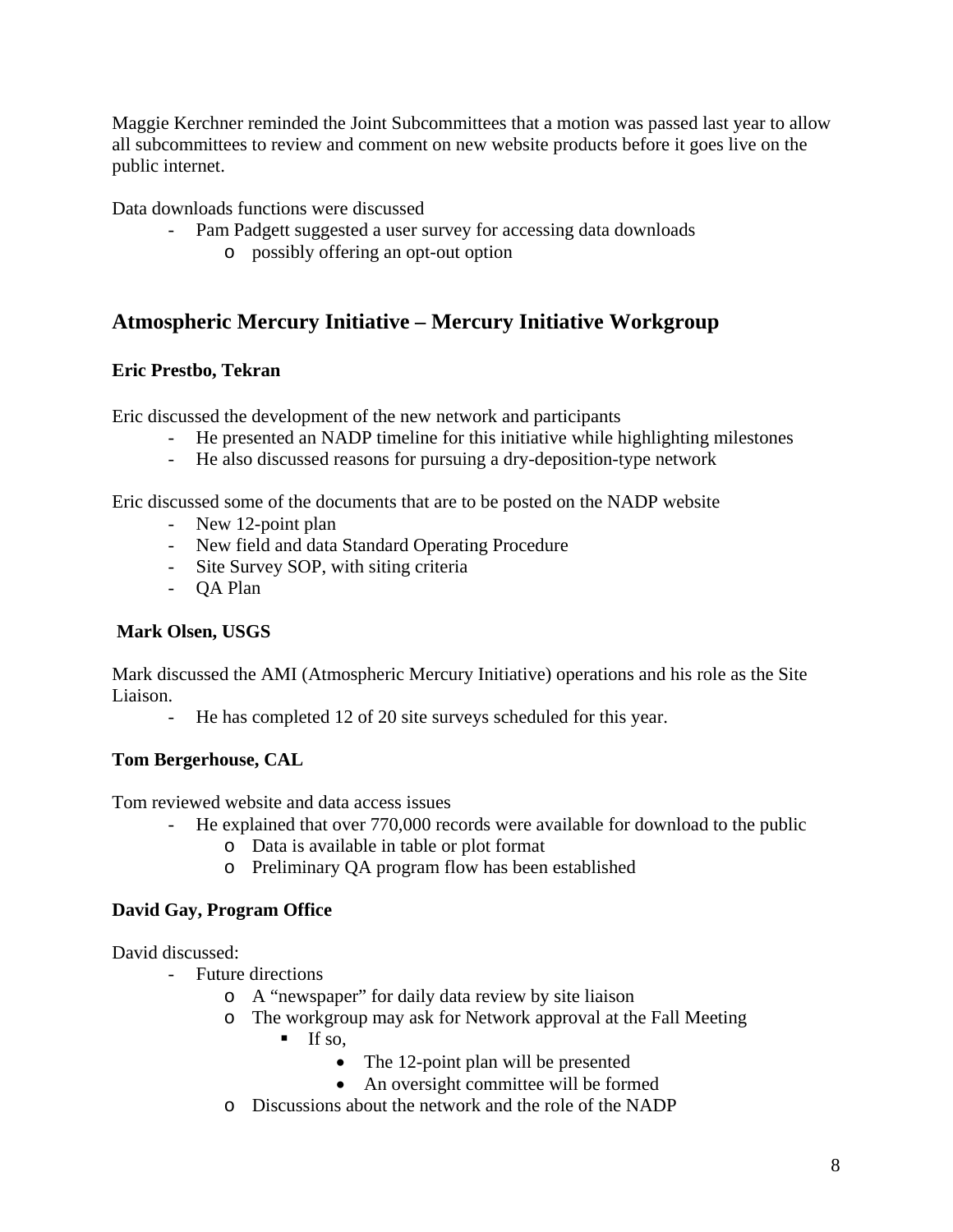Maggie Kerchner reminded the Joint Subcommittees that a motion was passed last year to allow all subcommittees to review and comment on new website products before it goes live on the public internet.

Data downloads functions were discussed

- Pam Padgett suggested a user survey for accessing data downloads
    - possibly offering an opt-out option

## Atmospheric Mercury Initiative – Mercury Initiative Workgroup

**Eric Prestbo, Tekran**

Eric discussed the development of the new network and participants

- He presented an NADP timeline for this initiative while highlighting milestones
- He also discussed reasons for pursuing a dry-deposition-type network

Eric discussed some of the documents that are to be posted on the NADP website

- New 12-point plan
- New field and data Standard Operating Procedure
- Site Survey SOP, with siting criteria
- QA Plan

**Mark Olsen, USGS**

Mark discussed the AMI (Atmospheric Mercury Initiative) operations and his role as the Site Liaison.

- He has completed 12 of 20 site surveys scheduled for this year.

**Tom Bergerhouse, CAL**

Tom reviewed website and data access issues

- He explained that over 770,000 records were available for download to the public
    - Data is available in table or plot format
    - Preliminary QA program flow has been established

**David Gay, Program Office**

David discussed:

- Future directions
    - A "newspaper" for daily data review by site liaison
    - The workgroup may ask for Network approval at the Fall Meeting
        - If so,
            - The 12-point plan will be presented
            - An oversight committee will be formed
    - Discussions about the network and the role of the NADP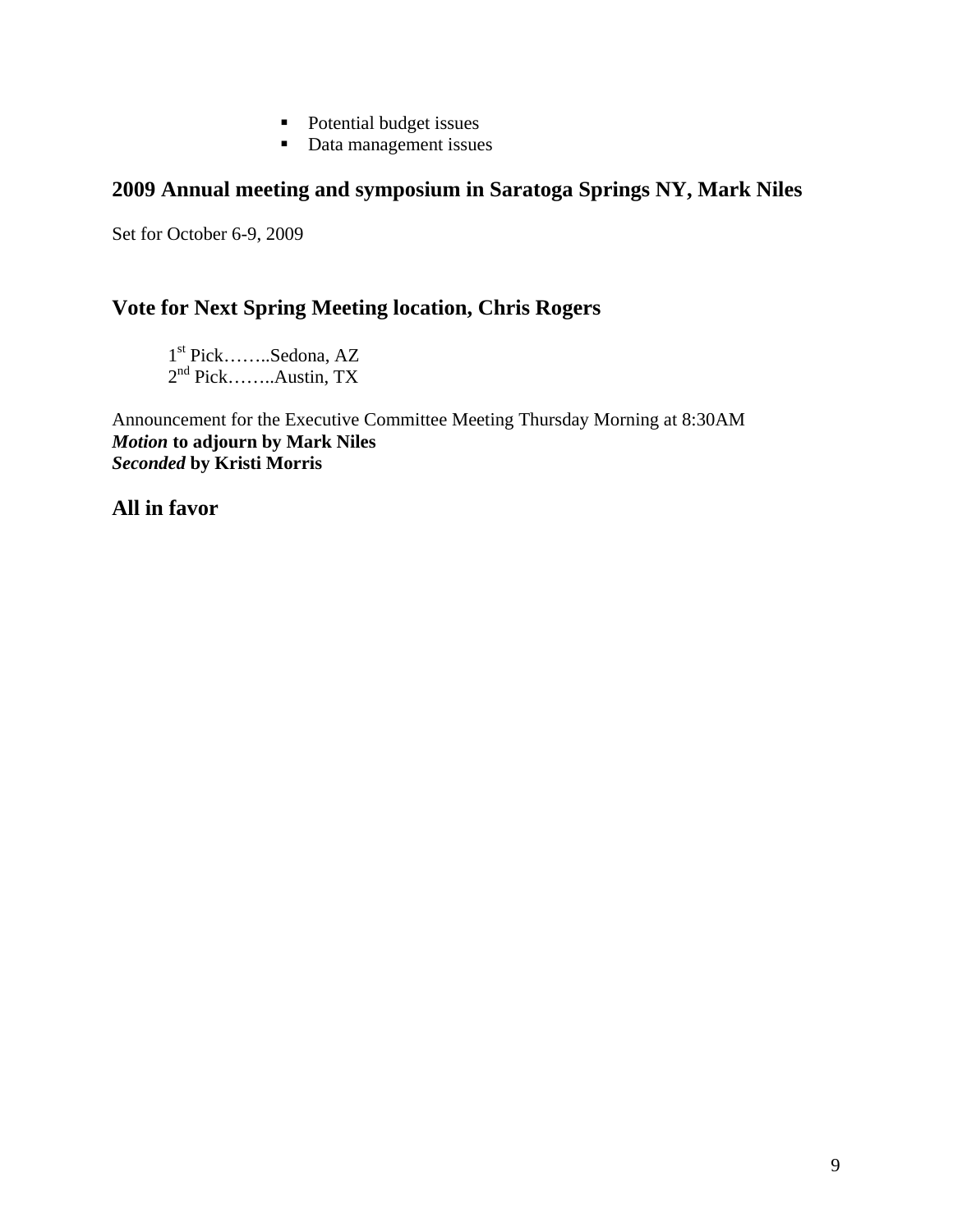- Potential budget issues
- Data management issues

## 2009 Annual meeting and symposium in Saratoga Springs NY, Mark Niles

Set for October 6-9, 2009

## Vote for Next Spring Meeting location, Chris Rogers

1st Pick……..Sedona, AZ
2nd Pick……..Austin, TX

Announcement for the Executive Committee Meeting Thursday Morning at 8:30AM
***Motion*** **to adjourn by Mark Niles**
***Seconded*** **by Kristi Morris**

## All in favor